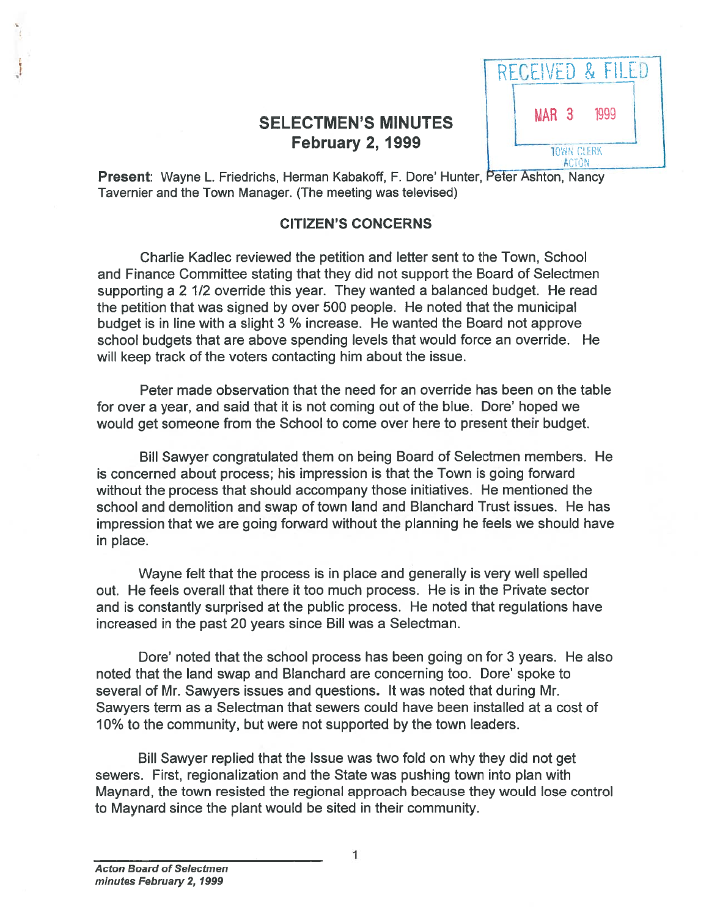# SELECTMEN'S MINUTES
## February 2, 1999

RECEIVED & FILED
MAR 3 1999
TOWN CLERK
ACTON

**Present**: Wayne L. Friedrichs, Herman Kabakoff, F. Dore' Hunter, Peter Ashton, Nancy Tavernier and the Town Manager. (The meeting was televised)

### CITIZEN'S CONCERNS

Charlie Kadlec reviewed the petition and letter sent to the Town, School and Finance Committee stating that they did not support the Board of Selectmen supporting a 2 1/2 override this year. They wanted a balanced budget. He read the petition that was signed by over 500 people. He noted that the municipal budget is in line with a slight 3 % increase. He wanted the Board not approve school budgets that are above spending levels that would force an override. He will keep track of the voters contacting him about the issue.

Peter made observation that the need for an override has been on the table for over a year, and said that it is not coming out of the blue. Dore' hoped we would get someone from the School to come over here to present their budget.

Bill Sawyer congratulated them on being Board of Selectmen members. He is concerned about process; his impression is that the Town is going forward without the process that should accompany those initiatives. He mentioned the school and demolition and swap of town land and Blanchard Trust issues. He has impression that we are going forward without the planning he feels we should have in place.

Wayne felt that the process is in place and generally is very well spelled out. He feels overall that there it too much process. He is in the Private sector and is constantly surprised at the public process. He noted that regulations have increased in the past 20 years since Bill was a Selectman.

Dore' noted that the school process has been going on for 3 years. He also noted that the land swap and Blanchard are concerning too. Dore' spoke to several of Mr. Sawyers issues and questions. It was noted that during Mr. Sawyers term as a Selectman that sewers could have been installed at a cost of 10% to the community, but were not supported by the town leaders.

Bill Sawyer replied that the Issue was two fold on why they did not get sewers. First, regionalization and the State was pushing town into plan with Maynard, the town resisted the regional approach because they would lose control to Maynard since the plant would be sited in their community.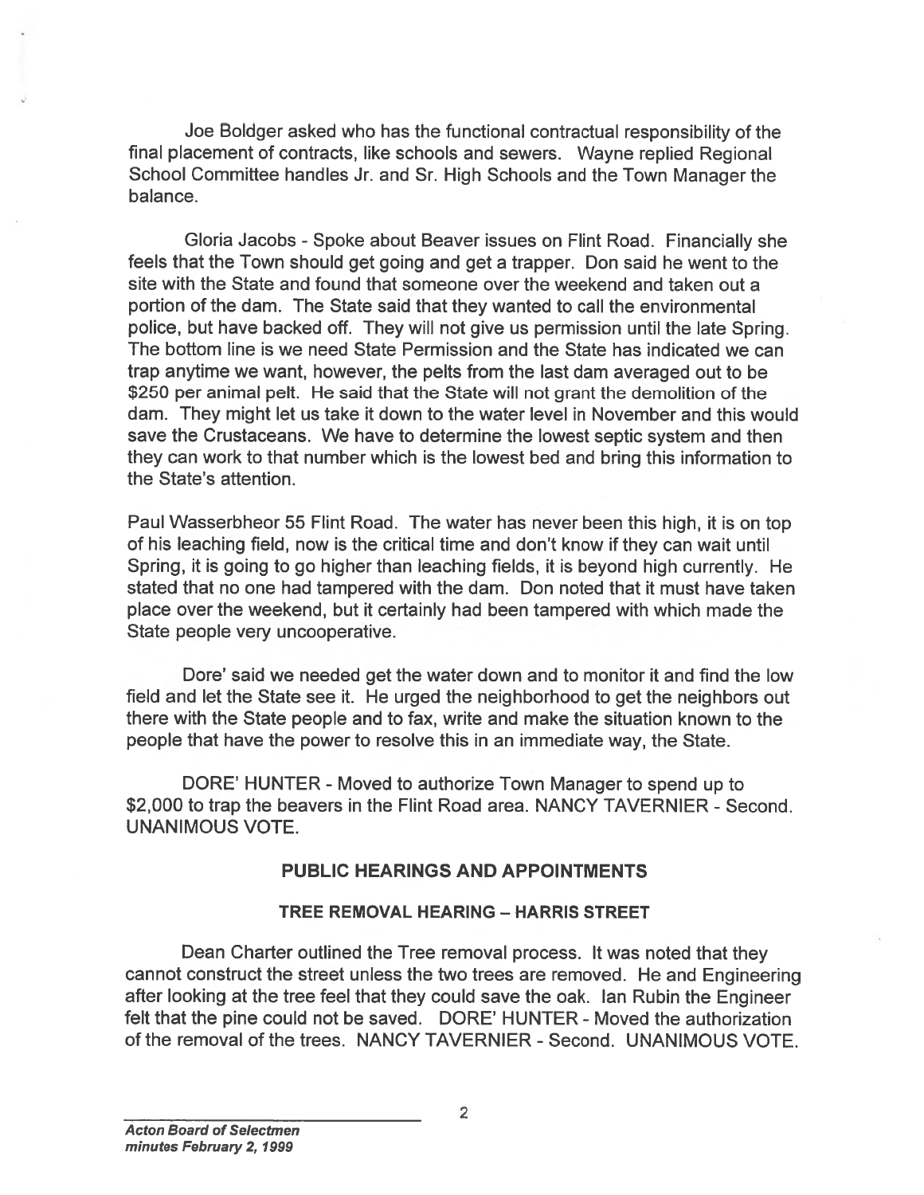Joe Boldger asked who has the functional contractual responsibility of the final placement of contracts, like schools and sewers. Wayne replied Regional School Committee handles Jr. and Sr. High Schools and the Town Manager the balance.

Gloria Jacobs - Spoke about Beaver issues on Flint Road. Financially she feels that the Town should get going and get a trapper. Don said he went to the site with the State and found that someone over the weekend and taken out a portion of the dam. The State said that they wanted to call the environmental police, but have backed off. They will not give us permission until the late Spring. The bottom line is we need State Permission and the State has indicated we can trap anytime we want, however, the pelts from the last dam averaged out to be $250 per animal pelt. He said that the State will not grant the demolition of the dam. They might let us take it down to the water level in November and this would save the Crustaceans. We have to determine the lowest septic system and then they can work to that number which is the lowest bed and bring this information to the State's attention.

Paul Wasserbheor 55 Flint Road. The water has never been this high, it is on top of his leaching field, now is the critical time and don't know if they can wait until Spring, it is going to go higher than leaching fields, it is beyond high currently. He stated that no one had tampered with the dam. Don noted that it must have taken place over the weekend, but it certainly had been tampered with which made the State people very uncooperative.

Dore' said we needed get the water down and to monitor it and find the low field and let the State see it. He urged the neighborhood to get the neighbors out there with the State people and to fax, write and make the situation known to the people that have the power to resolve this in an immediate way, the State.

DORE' HUNTER - Moved to authorize Town Manager to spend up to $2,000 to trap the beavers in the Flint Road area. NANCY TAVERNIER - Second. UNANIMOUS VOTE.

## PUBLIC HEARINGS AND APPOINTMENTS

### TREE REMOVAL HEARING – HARRIS STREET

Dean Charter outlined the Tree removal process. It was noted that they cannot construct the street unless the two trees are removed. He and Engineering after looking at the tree feel that they could save the oak. Ian Rubin the Engineer felt that the pine could not be saved. DORE' HUNTER - Moved the authorization of the removal of the trees. NANCY TAVERNIER - Second. UNANIMOUS VOTE.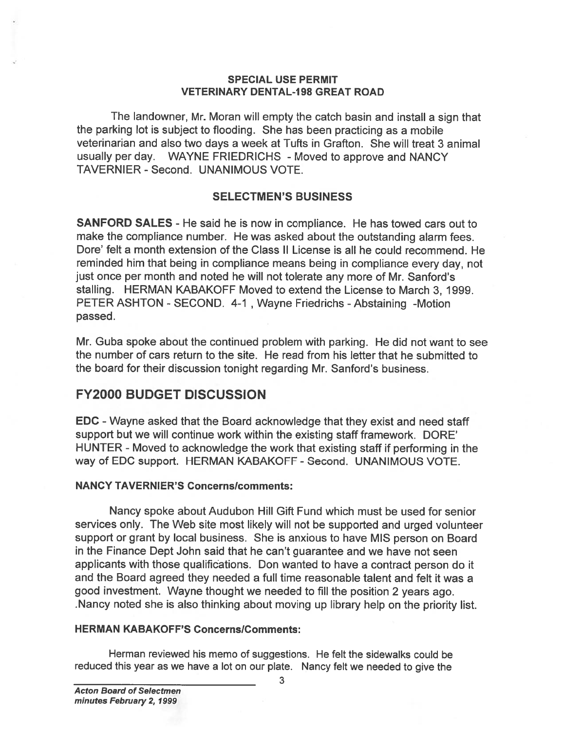**SPECIAL USE PERMIT**
**VETERINARY DENTAL-198 GREAT ROAD**

The landowner, Mr. Moran will empty the catch basin and install a sign that the parking lot is subject to flooding. She has been practicing as a mobile veterinarian and also two days a week at Tufts in Grafton. She will treat 3 animal usually per day. WAYNE FRIEDRICHS - Moved to approve and NANCY TAVERNIER - Second. UNANIMOUS VOTE.

**SELECTMEN'S BUSINESS**

**SANFORD SALES** - He said he is now in compliance. He has towed cars out to make the compliance number. He was asked about the outstanding alarm fees. Dore' felt a month extension of the Class II License is all he could recommend. He reminded him that being in compliance means being in compliance every day, not just once per month and noted he will not tolerate any more of Mr. Sanford's stalling. HERMAN KABAKOFF Moved to extend the License to March 3, 1999. PETER ASHTON - SECOND. 4-1 , Wayne Friedrichs - Abstaining -Motion passed.

Mr. Guba spoke about the continued problem with parking. He did not want to see the number of cars return to the site. He read from his letter that he submitted to the board for their discussion tonight regarding Mr. Sanford's business.

## FY2000 BUDGET DISCUSSION

**EDC** - Wayne asked that the Board acknowledge that they exist and need staff support but we will continue work within the existing staff framework. DORE' HUNTER - Moved to acknowledge the work that existing staff if performing in the way of EDC support. HERMAN KABAKOFF - Second. UNANIMOUS VOTE.

**NANCY TAVERNIER'S Concerns/comments:**

Nancy spoke about Audubon Hill Gift Fund which must be used for senior services only. The Web site most likely will not be supported and urged volunteer support or grant by local business. She is anxious to have MIS person on Board in the Finance Dept John said that he can't guarantee and we have not seen applicants with those qualifications. Don wanted to have a contract person do it and the Board agreed they needed a full time reasonable talent and felt it was a good investment. Wayne thought we needed to fill the position 2 years ago. .Nancy noted she is also thinking about moving up library help on the priority list.

**HERMAN KABAKOFF'S Concerns/Comments:**

Herman reviewed his memo of suggestions. He felt the sidewalks could be reduced this year as we have a lot on our plate. Nancy felt we needed to give the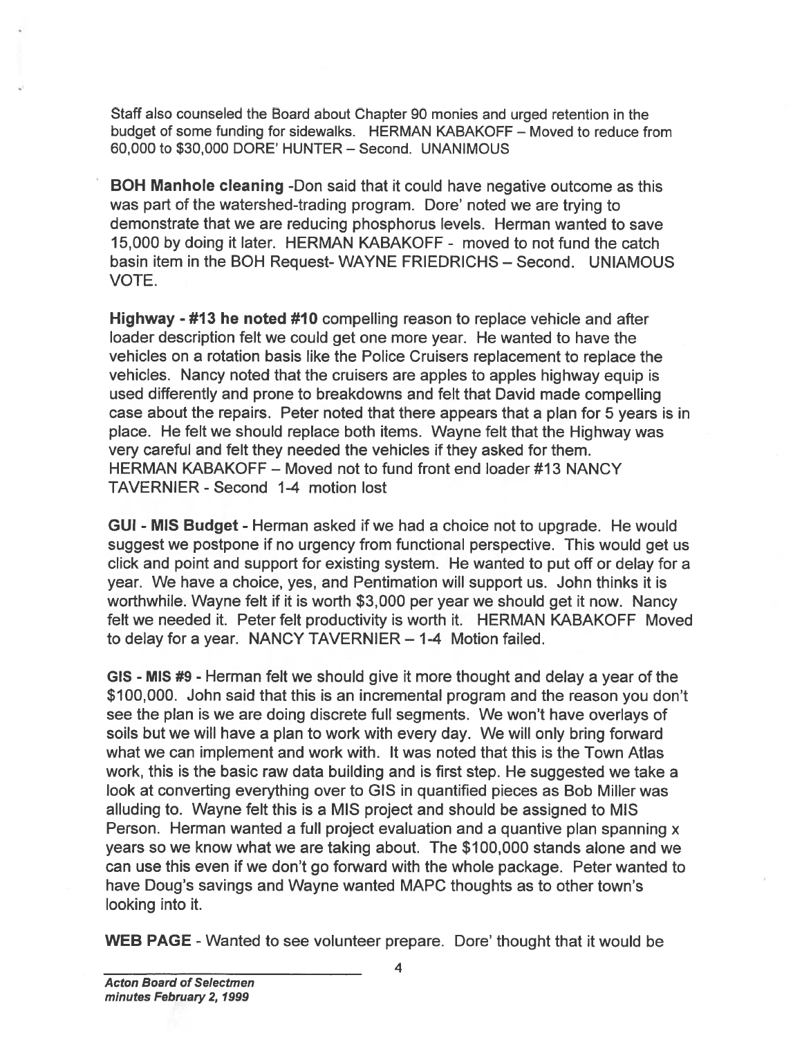Staff also counseled the Board about Chapter 90 monies and urged retention in the budget of some funding for sidewalks. HERMAN KABAKOFF – Moved to reduce from 60,000 to $30,000 DORE' HUNTER – Second. UNANIMOUS

**BOH Manhole cleaning** -Don said that it could have negative outcome as this was part of the watershed-trading program. Dore' noted we are trying to demonstrate that we are reducing phosphorus levels. Herman wanted to save 15,000 by doing it later. HERMAN KABAKOFF - moved to not fund the catch basin item in the BOH Request- WAYNE FRIEDRICHS – Second. UNIAMOUS VOTE.

**Highway - #13 he noted #10** compelling reason to replace vehicle and after loader description felt we could get one more year. He wanted to have the vehicles on a rotation basis like the Police Cruisers replacement to replace the vehicles. Nancy noted that the cruisers are apples to apples highway equip is used differently and prone to breakdowns and felt that David made compelling case about the repairs. Peter noted that there appears that a plan for 5 years is in place. He felt we should replace both items. Wayne felt that the Highway was very careful and felt they needed the vehicles if they asked for them. HERMAN KABAKOFF – Moved not to fund front end loader #13 NANCY TAVERNIER - Second 1-4 motion lost

**GUI - MIS Budget** - Herman asked if we had a choice not to upgrade. He would suggest we postpone if no urgency from functional perspective. This would get us click and point and support for existing system. He wanted to put off or delay for a year. We have a choice, yes, and Pentimation will support us. John thinks it is worthwhile. Wayne felt if it is worth $3,000 per year we should get it now. Nancy felt we needed it. Peter felt productivity is worth it. HERMAN KABAKOFF Moved to delay for a year. NANCY TAVERNIER – 1-4 Motion failed.

**GIS - MIS #9** - Herman felt we should give it more thought and delay a year of the $100,000. John said that this is an incremental program and the reason you don't see the plan is we are doing discrete full segments. We won't have overlays of soils but we will have a plan to work with every day. We will only bring forward what we can implement and work with. It was noted that this is the Town Atlas work, this is the basic raw data building and is first step. He suggested we take a look at converting everything over to GIS in quantified pieces as Bob Miller was alluding to. Wayne felt this is a MIS project and should be assigned to MIS Person. Herman wanted a full project evaluation and a quantive plan spanning x years so we know what we are taking about. The $100,000 stands alone and we can use this even if we don't go forward with the whole package. Peter wanted to have Doug's savings and Wayne wanted MAPC thoughts as to other town's looking into it.

**WEB PAGE** - Wanted to see volunteer prepare. Dore' thought that it would be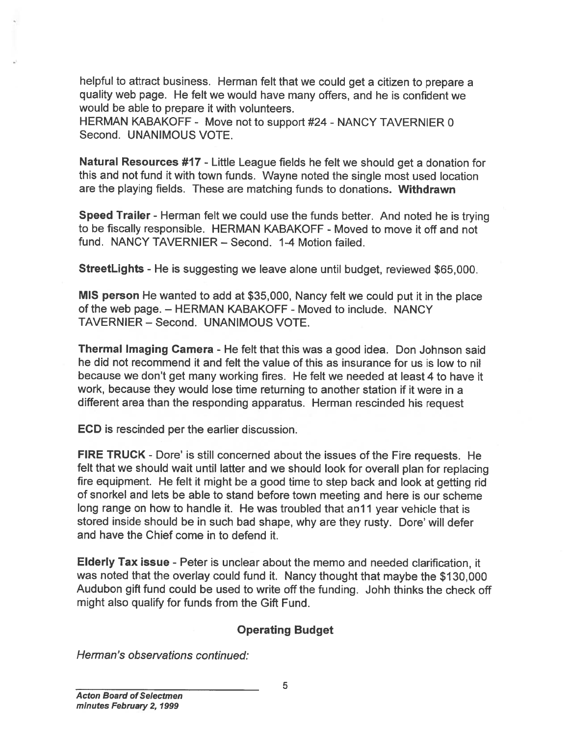helpful to attract business. Herman felt that we could get a citizen to prepare a quality web page. He felt we would have many offers, and he is confident we would be able to prepare it with volunteers.
HERMAN KABAKOFF - Move not to support #24 - NANCY TAVERNIER 0 Second. UNANIMOUS VOTE.

**Natural Resources #17** - Little League fields he felt we should get a donation for this and not fund it with town funds. Wayne noted the single most used location are the playing fields. These are matching funds to donations. **Withdrawn**

**Speed Trailer** - Herman felt we could use the funds better. And noted he is trying to be fiscally responsible. HERMAN KABAKOFF - Moved to move it off and not fund. NANCY TAVERNIER – Second. 1-4 Motion failed.

**StreetLights** - He is suggesting we leave alone until budget, reviewed $65,000.

**MIS person** He wanted to add at $35,000, Nancy felt we could put it in the place of the web page. – HERMAN KABAKOFF - Moved to include. NANCY TAVERNIER – Second. UNANIMOUS VOTE.

**Thermal Imaging Camera** - He felt that this was a good idea. Don Johnson said he did not recommend it and felt the value of this as insurance for us is low to nil because we don't get many working fires. He felt we needed at least 4 to have it work, because they would lose time returning to another station if it were in a different area than the responding apparatus. Herman rescinded his request

**ECD** is rescinded per the earlier discussion.

**FIRE TRUCK** - Dore' is still concerned about the issues of the Fire requests. He felt that we should wait until latter and we should look for overall plan for replacing fire equipment. He felt it might be a good time to step back and look at getting rid of snorkel and lets be able to stand before town meeting and here is our scheme long range on how to handle it. He was troubled that an11 year vehicle that is stored inside should be in such bad shape, why are they rusty. Dore' will defer and have the Chief come in to defend it.

**Elderly Tax issue** - Peter is unclear about the memo and needed clarification, it was noted that the overlay could fund it. Nancy thought that maybe the $130,000 Audubon gift fund could be used to write off the funding. Johh thinks the check off might also qualify for funds from the Gift Fund.

## Operating Budget

*Herman's observations continued:*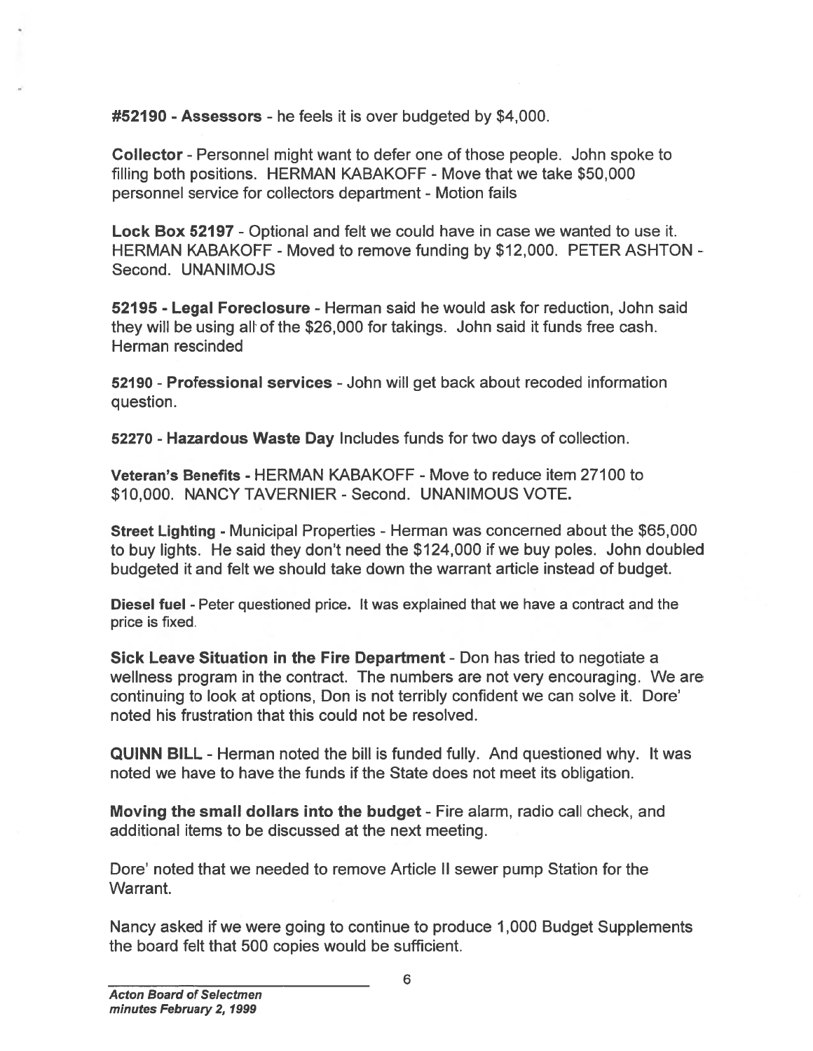**#52190 - Assessors** - he feels it is over budgeted by $4,000.

**Collector** - Personnel might want to defer one of those people. John spoke to filling both positions. HERMAN KABAKOFF - Move that we take $50,000 personnel service for collectors department - Motion fails

**Lock Box 52197** - Optional and felt we could have in case we wanted to use it. HERMAN KABAKOFF - Moved to remove funding by $12,000. PETER ASHTON - Second. UNANIMOJS

**52195 - Legal Foreclosure** - Herman said he would ask for reduction, John said they will be using all of the $26,000 for takings. John said it funds free cash. Herman rescinded

**52190 - Professional services** - John will get back about recoded information question.

**52270 - Hazardous Waste Day** Includes funds for two days of collection.

**Veteran's Benefits** - HERMAN KABAKOFF - Move to reduce item 27100 to $10,000. NANCY TAVERNIER - Second. UNANIMOUS VOTE.

**Street Lighting** - Municipal Properties - Herman was concerned about the $65,000 to buy lights. He said they don't need the $124,000 if we buy poles. John doubled budgeted it and felt we should take down the warrant article instead of budget.

**Diesel fuel** - Peter questioned price. It was explained that we have a contract and the price is fixed.

**Sick Leave Situation in the Fire Department** - Don has tried to negotiate a wellness program in the contract. The numbers are not very encouraging. We are continuing to look at options, Don is not terribly confident we can solve it. Dore' noted his frustration that this could not be resolved.

**QUINN BILL** - Herman noted the bill is funded fully. And questioned why. It was noted we have to have the funds if the State does not meet its obligation.

**Moving the small dollars into the budget** - Fire alarm, radio call check, and additional items to be discussed at the next meeting.

Dore' noted that we needed to remove Article II sewer pump Station for the Warrant.

Nancy asked if we were going to continue to produce 1,000 Budget Supplements the board felt that 500 copies would be sufficient.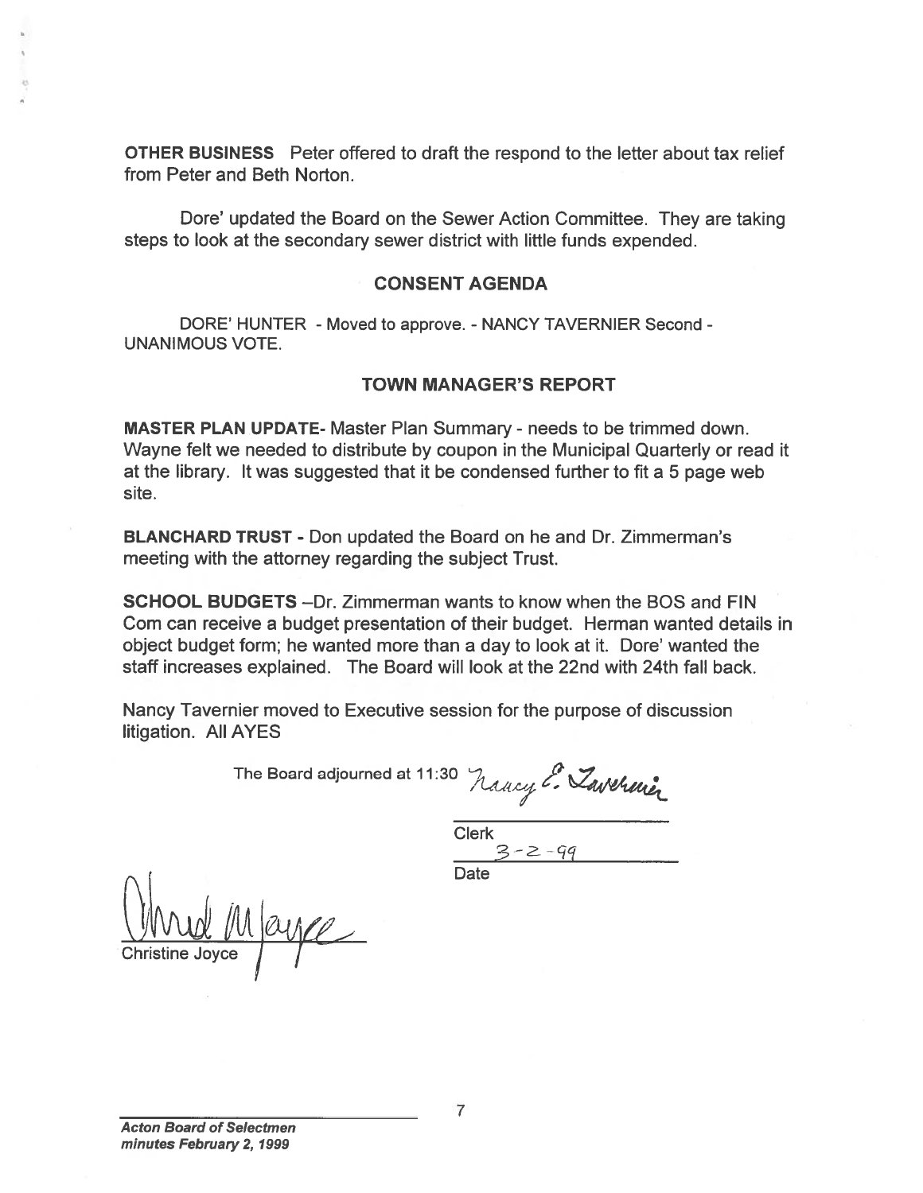**OTHER BUSINESS** Peter offered to draft the respond to the letter about tax relief from Peter and Beth Norton.

Dore' updated the Board on the Sewer Action Committee. They are taking steps to look at the secondary sewer district with little funds expended.

## CONSENT AGENDA

DORE' HUNTER - Moved to approve. - NANCY TAVERNIER Second - UNANIMOUS VOTE.

## TOWN MANAGER'S REPORT

**MASTER PLAN UPDATE-** Master Plan Summary - needs to be trimmed down. Wayne felt we needed to distribute by coupon in the Municipal Quarterly or read it at the library. It was suggested that it be condensed further to fit a 5 page web site.

**BLANCHARD TRUST -** Don updated the Board on he and Dr. Zimmerman's meeting with the attorney regarding the subject Trust.

**SCHOOL BUDGETS** –Dr. Zimmerman wants to know when the BOS and FIN Com can receive a budget presentation of their budget. Herman wanted details in object budget form; he wanted more than a day to look at it. Dore' wanted the staff increases explained. The Board will look at the 22nd with 24th fall back.

Nancy Tavernier moved to Executive session for the purpose of discussion litigation. All AYES

The Board adjourned at 11:30 Nancy E. Tavernier

Clerk

3-2-99

Date

Christine Joyce

*Acton Board of Selectmen*
*minutes February 2, 1999*